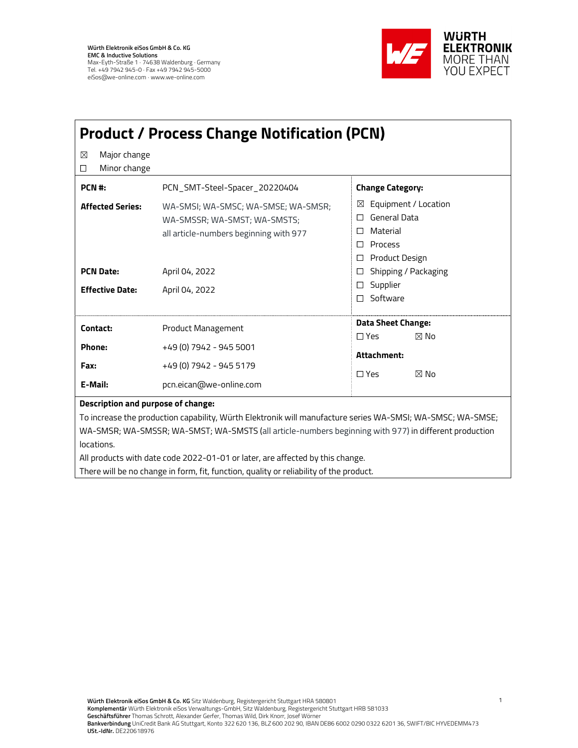Würth Elektronik eiSos GmbH & Co. KG
EMC & Inductive Solutions
Max-Eyth-Straße 1 · 74638 Waldenburg · Germany
Tel. +49 7942 945-0 · Fax +49 7942 945-5000
eiSos@we-online.com · www.we-online.com

WÜRTH ELEKTRONIK MORE THAN YOU EXPECT

# Product / Process Change Notification (PCN)

☒ Major change
☐ Minor change

| | | |
|---|---|---|
| **PCN #:** | PCN_SMT-Steel-Spacer_20220404 | **Change Category:** |
| **Affected Series:** | WA-SMSI; WA-SMSC; WA-SMSE; WA-SMSR; WA-SMSSR; WA-SMST; WA-SMSTS; all article-numbers beginning with 977 | ☒ Equipment / Location<br>☐ General Data<br>☐ Material<br>☐ Process<br>☐ Product Design |
| **PCN Date:** | April 04, 2022 | ☐ Shipping / Packaging |
| **Effective Date:** | April 04, 2022 | ☐ Supplier<br>☐ Software |

| | | |
|---|---|---|
| **Contact:** | Product Management | **Data Sheet Change:**<br>☐ Yes ☒ No |
| **Phone:** | +49 (0) 7942 - 945 5001 | **Attachment:** |
| **Fax:** | +49 (0) 7942 - 945 5179 | ☐ Yes ☒ No |
| **E-Mail:** | pcn.eican@we-online.com | |

**Description and purpose of change:**

To increase the production capability, Würth Elektronik will manufacture series WA-SMSI; WA-SMSC; WA-SMSE; WA-SMSR; WA-SMSSR; WA-SMST; WA-SMSTS (all article-numbers beginning with 977) in different production locations.

All products with date code 2022-01-01 or later, are affected by this change.

There will be no change in form, fit, function, quality or reliability of the product.

**Würth Elektronik eiSos GmbH & Co. KG** Sitz Waldenburg, Registergericht Stuttgart HRA 580801
**Komplementär** Würth Elektronik eiSos Verwaltungs-GmbH, Sitz Waldenburg, Registergericht Stuttgart HRB 581033
**Geschäftsführer** Thomas Schrott, Alexander Gerfer, Thomas Wild, Dirk Knorr, Josef Wörner
**Bankverbindung** UniCredit Bank AG Stuttgart, Konto 322 620 136, BLZ 600 202 90, IBAN DE86 6002 0290 0322 6201 36, SWIFT/BIC HYVEDEMM473
**USt.-IdNr.** DE220618976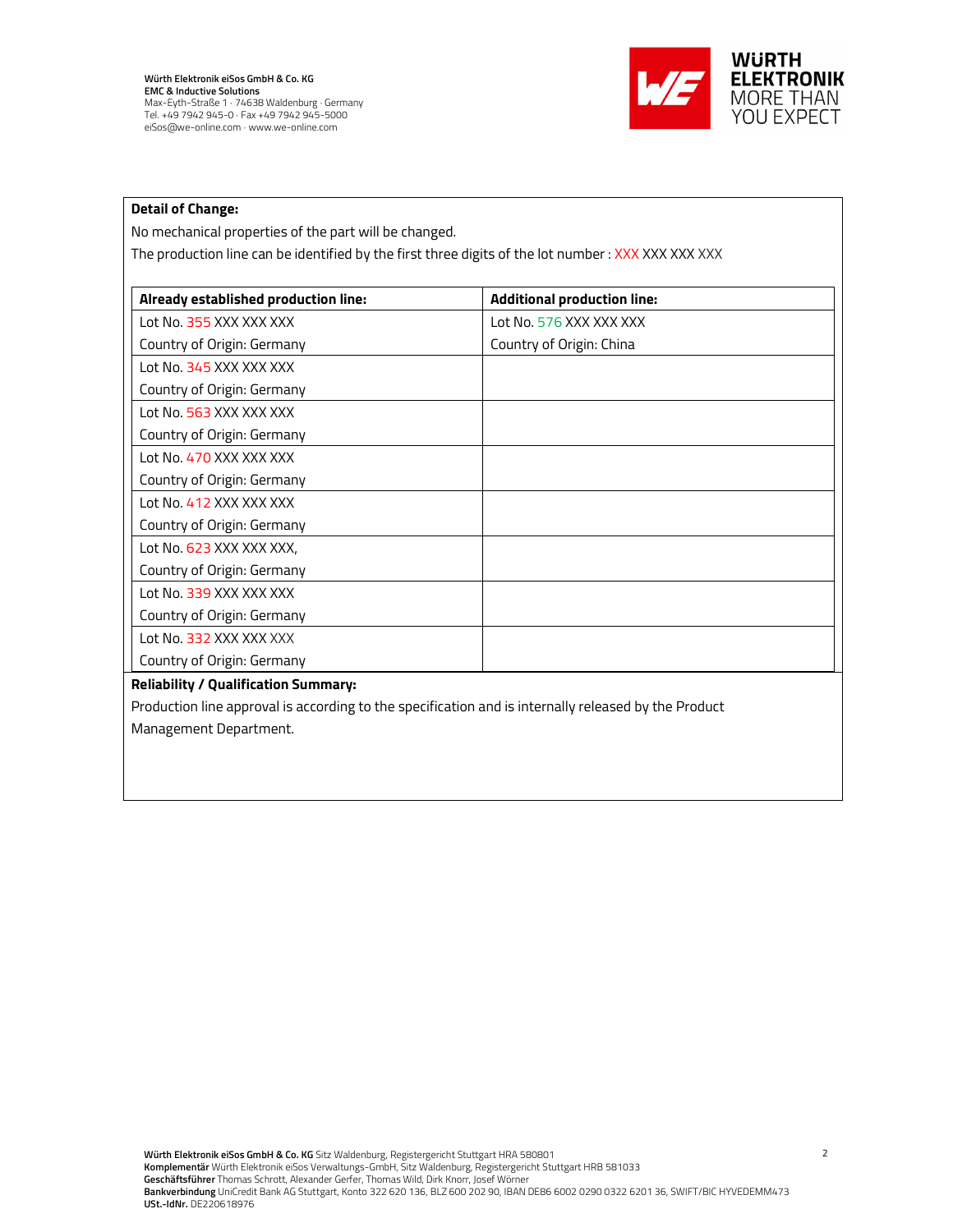**Detail of Change:**

No mechanical properties of the part will be changed.

The production line can be identified by the first three digits of the lot number : XXX XXX XXX XXX

| Already established production line: | Additional production line: |
|---|---|
| Lot No. 355 XXX XXX XXX<br>Country of Origin: Germany | Lot No. 576 XXX XXX XXX<br>Country of Origin: China |
| Lot No. 345 XXX XXX XXX<br>Country of Origin: Germany | |
| Lot No. 563 XXX XXX XXX<br>Country of Origin: Germany | |
| Lot No. 470 XXX XXX XXX<br>Country of Origin: Germany | |
| Lot No. 412 XXX XXX XXX<br>Country of Origin: Germany | |
| Lot No. 623 XXX XXX XXX,<br>Country of Origin: Germany | |
| Lot No. 339 XXX XXX XXX<br>Country of Origin: Germany | |
| Lot No. 332 XXX XXX XXX<br>Country of Origin: Germany | |

**Reliability / Qualification Summary:**

Production line approval is according to the specification and is internally released by the Product Management Department.